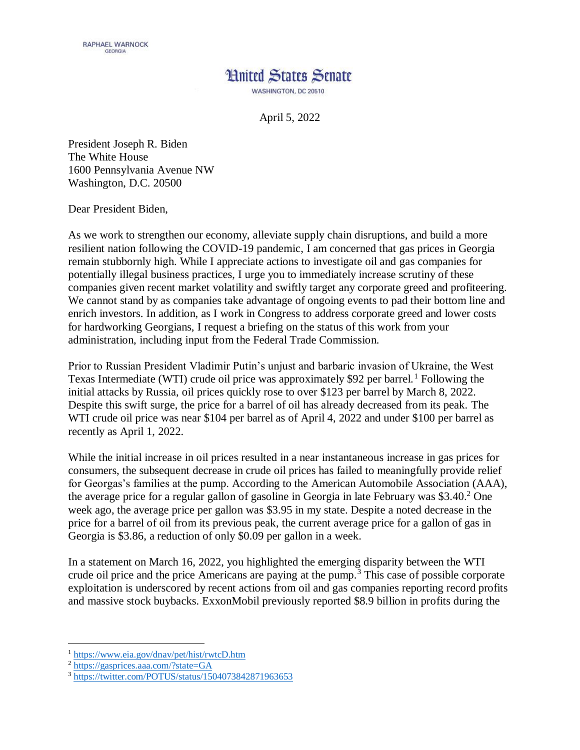RAPHAEL WARNOCK
GEORGIA

# United States Senate

WASHINGTON, DC 20510

April 5, 2022

President Joseph R. Biden
The White House
1600 Pennsylvania Avenue NW
Washington, D.C. 20500

Dear President Biden,

As we work to strengthen our economy, alleviate supply chain disruptions, and build a more resilient nation following the COVID-19 pandemic, I am concerned that gas prices in Georgia remain stubbornly high. While I appreciate actions to investigate oil and gas companies for potentially illegal business practices, I urge you to immediately increase scrutiny of these companies given recent market volatility and swiftly target any corporate greed and profiteering. We cannot stand by as companies take advantage of ongoing events to pad their bottom line and enrich investors. In addition, as I work in Congress to address corporate greed and lower costs for hardworking Georgians, I request a briefing on the status of this work from your administration, including input from the Federal Trade Commission.

Prior to Russian President Vladimir Putin's unjust and barbaric invasion of Ukraine, the West Texas Intermediate (WTI) crude oil price was approximately $92 per barrel.[1] Following the initial attacks by Russia, oil prices quickly rose to over $123 per barrel by March 8, 2022. Despite this swift surge, the price for a barrel of oil has already decreased from its peak. The WTI crude oil price was near $104 per barrel as of April 4, 2022 and under $100 per barrel as recently as April 1, 2022.

While the initial increase in oil prices resulted in a near instantaneous increase in gas prices for consumers, the subsequent decrease in crude oil prices has failed to meaningfully provide relief for Georgas's families at the pump. According to the American Automobile Association (AAA), the average price for a regular gallon of gasoline in Georgia in late February was $3.40.[2] One week ago, the average price per gallon was $3.95 in my state. Despite a noted decrease in the price for a barrel of oil from its previous peak, the current average price for a gallon of gas in Georgia is $3.86, a reduction of only $0.09 per gallon in a week.

In a statement on March 16, 2022, you highlighted the emerging disparity between the WTI crude oil price and the price Americans are paying at the pump.[3] This case of possible corporate exploitation is underscored by recent actions from oil and gas companies reporting record profits and massive stock buybacks. ExxonMobil previously reported $8.9 billion in profits during the

---

[1] https://www.eia.gov/dnav/pet/hist/rwtcD.htm
[2] https://gasprices.aaa.com/?state=GA
[3] https://twitter.com/POTUS/status/1504073842871963653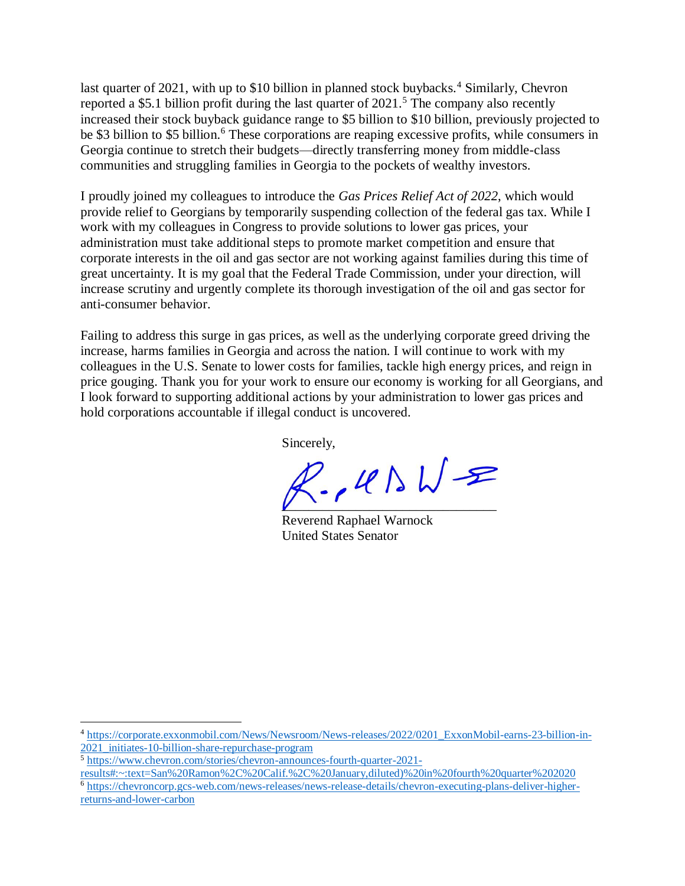last quarter of 2021, with up to $10 billion in planned stock buybacks.[4] Similarly, Chevron reported a $5.1 billion profit during the last quarter of 2021.[5] The company also recently increased their stock buyback guidance range to $5 billion to $10 billion, previously projected to be $3 billion to $5 billion.[6] These corporations are reaping excessive profits, while consumers in Georgia continue to stretch their budgets—directly transferring money from middle-class communities and struggling families in Georgia to the pockets of wealthy investors.

I proudly joined my colleagues to introduce the *Gas Prices Relief Act of 2022*, which would provide relief to Georgians by temporarily suspending collection of the federal gas tax. While I work with my colleagues in Congress to provide solutions to lower gas prices, your administration must take additional steps to promote market competition and ensure that corporate interests in the oil and gas sector are not working against families during this time of great uncertainty. It is my goal that the Federal Trade Commission, under your direction, will increase scrutiny and urgently complete its thorough investigation of the oil and gas sector for anti-consumer behavior.

Failing to address this surge in gas prices, as well as the underlying corporate greed driving the increase, harms families in Georgia and across the nation. I will continue to work with my colleagues in the U.S. Senate to lower costs for families, tackle high energy prices, and reign in price gouging. Thank you for your work to ensure our economy is working for all Georgians, and I look forward to supporting additional actions by your administration to lower gas prices and hold corporations accountable if illegal conduct is uncovered.

Sincerely,

Reverend Raphael Warnock
United States Senator

---

[4] https://corporate.exxonmobil.com/News/Newsroom/News-releases/2022/0201_ExxonMobil-earns-23-billion-in-2021_initiates-10-billion-share-repurchase-program

[5] https://www.chevron.com/stories/chevron-announces-fourth-quarter-2021-results#:~:text=San%20Ramon%2C%20Calif.%2C%20January,diluted)%20in%20fourth%20quarter%202020

[6] https://chevroncorp.gcs-web.com/news-releases/news-release-details/chevron-executing-plans-deliver-higher-returns-and-lower-carbon